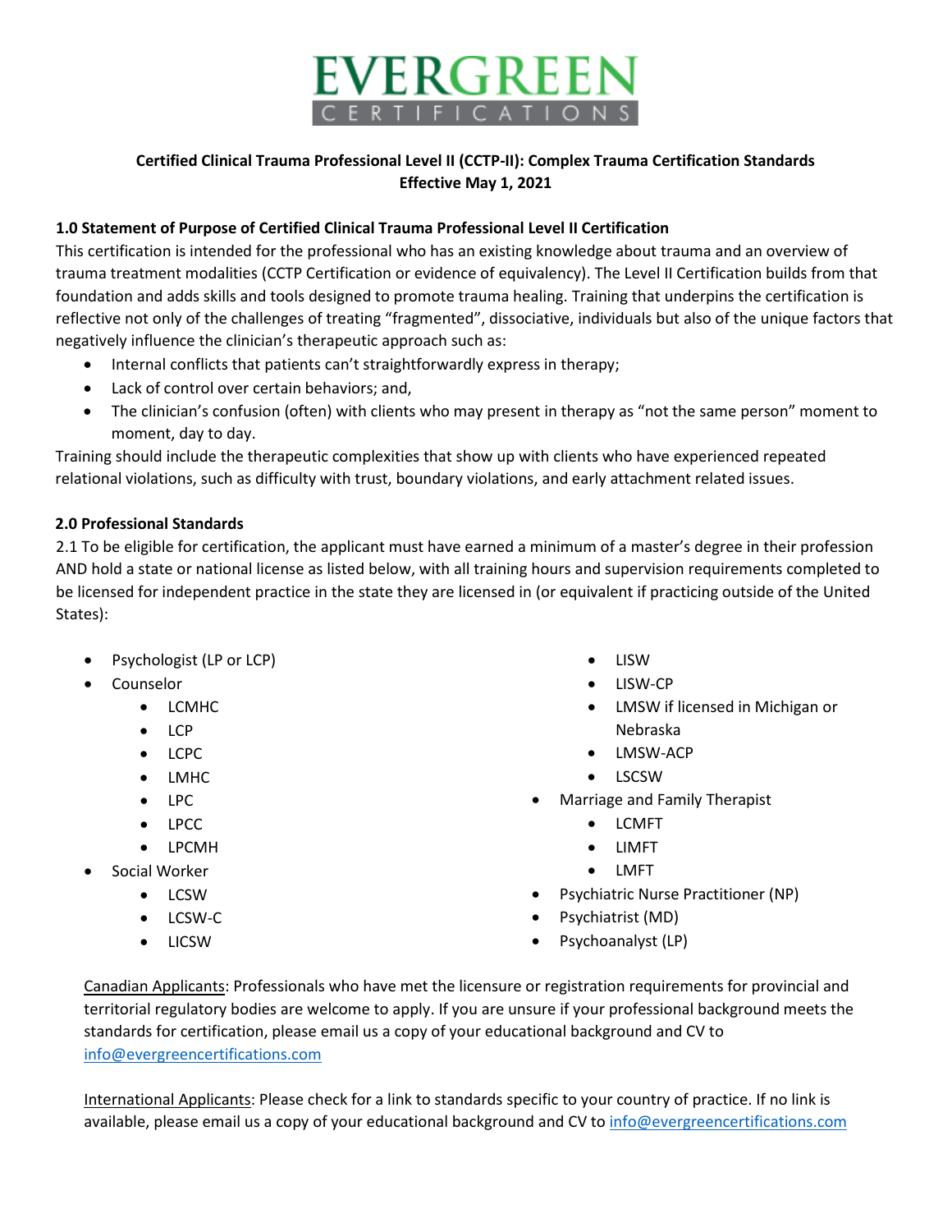EVERGREEN CERTIFICATIONS

**Certified Clinical Trauma Professional Level II (CCTP-II): Complex Trauma Certification Standards**
**Effective May 1, 2021**

## 1.0 Statement of Purpose of Certified Clinical Trauma Professional Level II Certification

This certification is intended for the professional who has an existing knowledge about trauma and an overview of trauma treatment modalities (CCTP Certification or evidence of equivalency). The Level II Certification builds from that foundation and adds skills and tools designed to promote trauma healing. Training that underpins the certification is reflective not only of the challenges of treating "fragmented", dissociative, individuals but also of the unique factors that negatively influence the clinician's therapeutic approach such as:

- Internal conflicts that patients can't straightforwardly express in therapy;
- Lack of control over certain behaviors; and,
- The clinician's confusion (often) with clients who may present in therapy as "not the same person" moment to moment, day to day.

Training should include the therapeutic complexities that show up with clients who have experienced repeated relational violations, such as difficulty with trust, boundary violations, and early attachment related issues.

## 2.0 Professional Standards

2.1 To be eligible for certification, the applicant must have earned a minimum of a master's degree in their profession AND hold a state or national license as listed below, with all training hours and supervision requirements completed to be licensed for independent practice in the state they are licensed in (or equivalent if practicing outside of the United States):

- Psychologist (LP or LCP)
- Counselor
  - LCMHC
  - LCP
  - LCPC
  - LMHC
  - LPC
  - LPCC
  - LPCMH
- Social Worker
  - LCSW
  - LCSW-C
  - LICSW
  - LISW
  - LISW-CP
  - LMSW if licensed in Michigan or Nebraska
  - LMSW-ACP
  - LSCSW
- Marriage and Family Therapist
  - LCMFT
  - LIMFT
  - LMFT
- Psychiatric Nurse Practitioner (NP)
- Psychiatrist (MD)
- Psychoanalyst (LP)

Canadian Applicants: Professionals who have met the licensure or registration requirements for provincial and territorial regulatory bodies are welcome to apply. If you are unsure if your professional background meets the standards for certification, please email us a copy of your educational background and CV to info@evergreencertifications.com

International Applicants: Please check for a link to standards specific to your country of practice. If no link is available, please email us a copy of your educational background and CV to info@evergreencertifications.com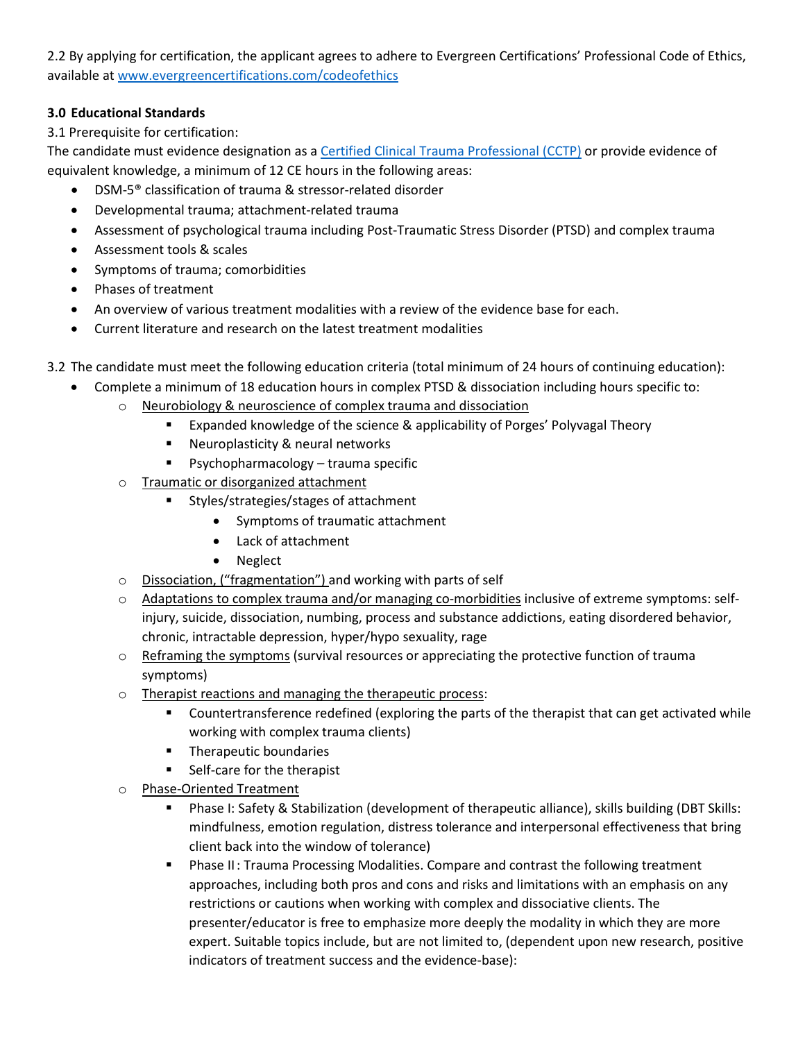2.2 By applying for certification, the applicant agrees to adhere to Evergreen Certifications' Professional Code of Ethics, available at [www.evergreencertifications.com/codeofethics](www.evergreencertifications.com/codeofethics)

**3.0 Educational Standards**

3.1 Prerequisite for certification:

The candidate must evidence designation as a [Certified Clinical Trauma Professional (CCTP)]() or provide evidence of equivalent knowledge, a minimum of 12 CE hours in the following areas:

- DSM-5® classification of trauma & stressor-related disorder
- Developmental trauma; attachment-related trauma
- Assessment of psychological trauma including Post-Traumatic Stress Disorder (PTSD) and complex trauma
- Assessment tools & scales
- Symptoms of trauma; comorbidities
- Phases of treatment
- An overview of various treatment modalities with a review of the evidence base for each.
- Current literature and research on the latest treatment modalities

3.2 The candidate must meet the following education criteria (total minimum of 24 hours of continuing education):

- Complete a minimum of 18 education hours in complex PTSD & dissociation including hours specific to:
    - <u>Neurobiology & neuroscience of complex trauma and dissociation</u>
        - Expanded knowledge of the science & applicability of Porges' Polyvagal Theory
        - Neuroplasticity & neural networks
        - Psychopharmacology – trauma specific
    - <u>Traumatic or disorganized attachment</u>
        - Styles/strategies/stages of attachment
            - Symptoms of traumatic attachment
            - Lack of attachment
            - Neglect
    - <u>Dissociation, ("fragmentation")</u> and working with parts of self
    - <u>Adaptations to complex trauma and/or managing co-morbidities</u> inclusive of extreme symptoms: self-injury, suicide, dissociation, numbing, process and substance addictions, eating disordered behavior, chronic, intractable depression, hyper/hypo sexuality, rage
    - <u>Reframing the symptoms</u> (survival resources or appreciating the protective function of trauma symptoms)
    - <u>Therapist reactions and managing the therapeutic process</u>:
        - Countertransference redefined (exploring the parts of the therapist that can get activated while working with complex trauma clients)
        - Therapeutic boundaries
        - Self-care for the therapist
    - <u>Phase-Oriented Treatment</u>
        - Phase I: Safety & Stabilization (development of therapeutic alliance), skills building (DBT Skills: mindfulness, emotion regulation, distress tolerance and interpersonal effectiveness that bring client back into the window of tolerance)
        - Phase II: Trauma Processing Modalities. Compare and contrast the following treatment approaches, including both pros and cons and risks and limitations with an emphasis on any restrictions or cautions when working with complex and dissociative clients. The presenter/educator is free to emphasize more deeply the modality in which they are more expert. Suitable topics include, but are not limited to, (dependent upon new research, positive indicators of treatment success and the evidence-base):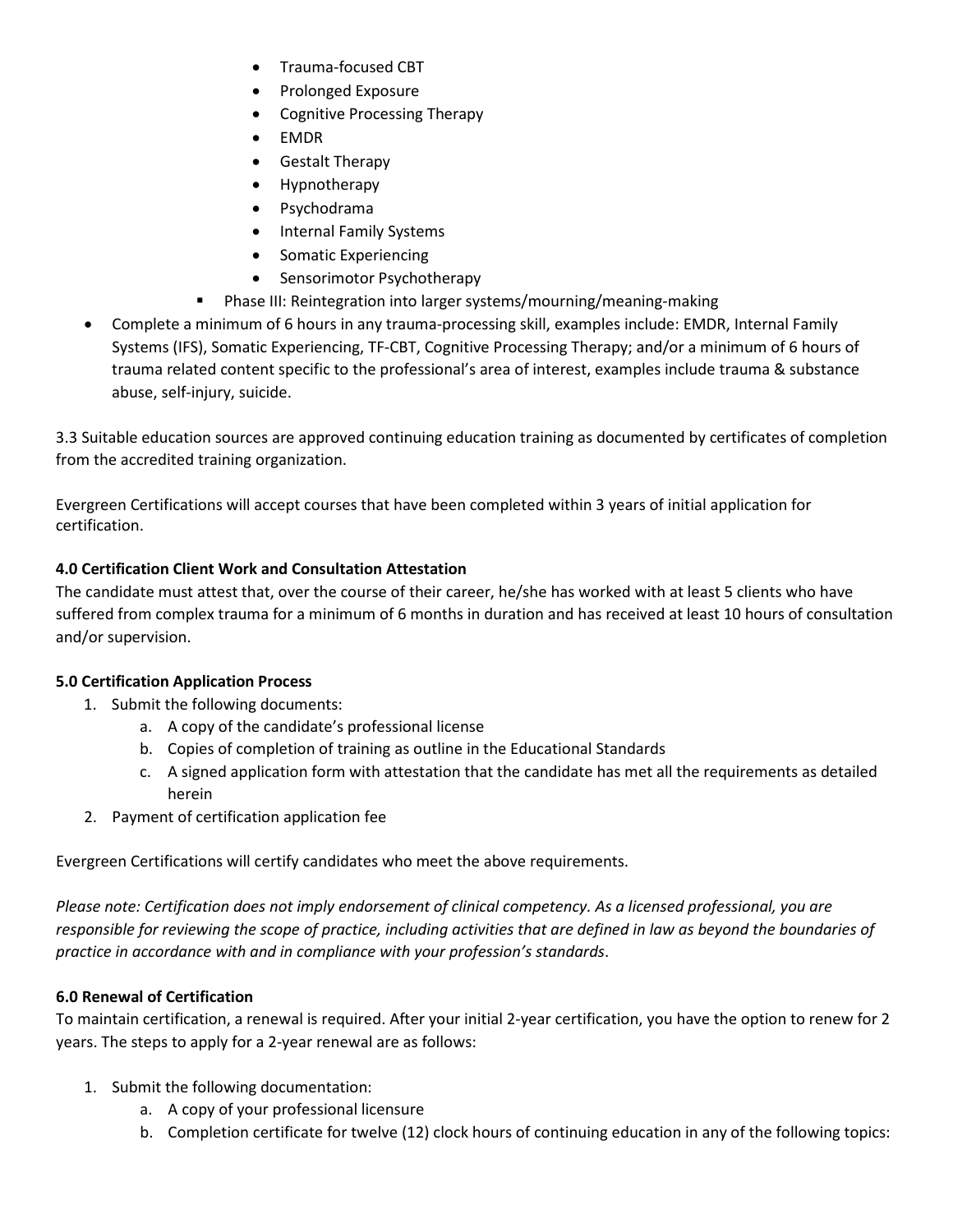- Trauma-focused CBT
        - Prolonged Exposure
        - Cognitive Processing Therapy
        - EMDR
        - Gestalt Therapy
        - Hypnotherapy
        - Psychodrama
        - Internal Family Systems
        - Somatic Experiencing
        - Sensorimotor Psychotherapy
    - Phase III: Reintegration into larger systems/mourning/meaning-making
- Complete a minimum of 6 hours in any trauma-processing skill, examples include: EMDR, Internal Family Systems (IFS), Somatic Experiencing, TF-CBT, Cognitive Processing Therapy; and/or a minimum of 6 hours of trauma related content specific to the professional's area of interest, examples include trauma & substance abuse, self-injury, suicide.

3.3 Suitable education sources are approved continuing education training as documented by certificates of completion from the accredited training organization.

Evergreen Certifications will accept courses that have been completed within 3 years of initial application for certification.

**4.0 Certification Client Work and Consultation Attestation**

The candidate must attest that, over the course of their career, he/she has worked with at least 5 clients who have suffered from complex trauma for a minimum of 6 months in duration and has received at least 10 hours of consultation and/or supervision.

**5.0 Certification Application Process**

1. Submit the following documents:
    a. A copy of the candidate's professional license
    b. Copies of completion of training as outline in the Educational Standards
    c. A signed application form with attestation that the candidate has met all the requirements as detailed herein
2. Payment of certification application fee

Evergreen Certifications will certify candidates who meet the above requirements.

*Please note: Certification does not imply endorsement of clinical competency. As a licensed professional, you are responsible for reviewing the scope of practice, including activities that are defined in law as beyond the boundaries of practice in accordance with and in compliance with your profession's standards*.

**6.0 Renewal of Certification**

To maintain certification, a renewal is required. After your initial 2-year certification, you have the option to renew for 2 years. The steps to apply for a 2-year renewal are as follows:

1. Submit the following documentation:
    a. A copy of your professional licensure
    b. Completion certificate for twelve (12) clock hours of continuing education in any of the following topics: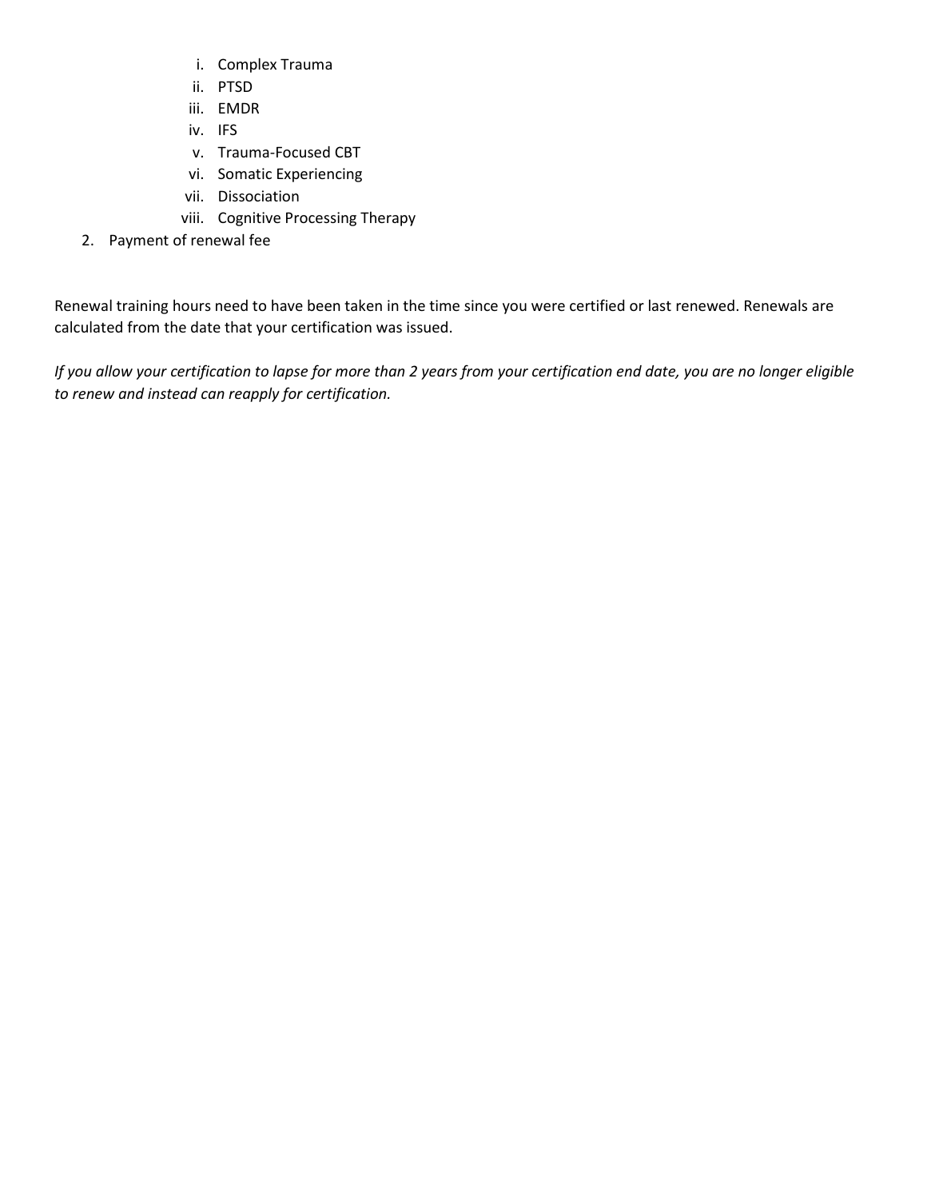i. Complex Trauma
   ii. PTSD
   iii. EMDR
   iv. IFS
   v. Trauma-Focused CBT
   vi. Somatic Experiencing
   vii. Dissociation
   viii. Cognitive Processing Therapy

2. Payment of renewal fee

Renewal training hours need to have been taken in the time since you were certified or last renewed. Renewals are calculated from the date that your certification was issued.

*If you allow your certification to lapse for more than 2 years from your certification end date, you are no longer eligible to renew and instead can reapply for certification.*